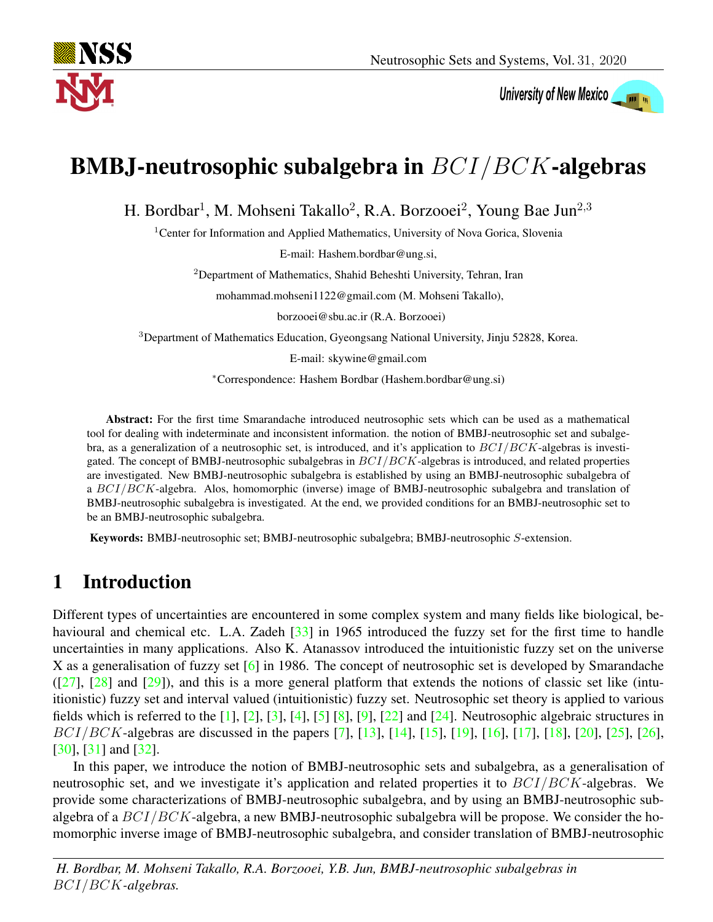# BMBJ-neutrosophic subalgebra in $BCI/BCK$-algebras

H. Bordbar[1], M. Mohseni Takallo[2], R.A. Borzooei[2], Young Bae Jun[2,3]

[1]Center for Information and Applied Mathematics, University of Nova Gorica, Slovenia

E-mail: Hashem.bordbar@ung.si,

[2]Department of Mathematics, Shahid Beheshti University, Tehran, Iran

mohammad.mohseni1122@gmail.com (M. Mohseni Takallo),

borzooei@sbu.ac.ir (R.A. Borzooei)

[3]Department of Mathematics Education, Gyeongsang National University, Jinju 52828, Korea.

E-mail: skywine@gmail.com

*Correspondence: Hashem Bordbar (Hashem.bordbar@ung.si)

**Abstract:** For the first time Smarandache introduced neutrosophic sets which can be used as a mathematical tool for dealing with indeterminate and inconsistent information. the notion of BMBJ-neutrosophic set and subalgebra, as a generalization of a neutrosophic set, is introduced, and it's application to $BCI/BCK$-algebras is investigated. The concept of BMBJ-neutrosophic subalgebras in $BCI/BCK$-algebras is introduced, and related properties are investigated. New BMBJ-neutrosophic subalgebra is established by using an BMBJ-neutrosophic subalgebra of a $BCI/BCK$-algebra. Alos, homomorphic (inverse) image of BMBJ-neutrosophic subalgebra and translation of BMBJ-neutrosophic subalgebra is investigated. At the end, we provided conditions for an BMBJ-neutrosophic set to be an BMBJ-neutrosophic subalgebra.

**Keywords:** BMBJ-neutrosophic set; BMBJ-neutrosophic subalgebra; BMBJ-neutrosophic $S$-extension.

## 1 Introduction

Different types of uncertainties are encountered in some complex system and many fields like biological, behavioural and chemical etc. L.A. Zadeh [33] in 1965 introduced the fuzzy set for the first time to handle uncertainties in many applications. Also K. Atanassov introduced the intuitionistic fuzzy set on the universe X as a generalisation of fuzzy set [6] in 1986. The concept of neutrosophic set is developed by Smarandache ([27], [28] and [29]), and this is a more general platform that extends the notions of classic set like (intuitionistic) fuzzy set and interval valued (intuitionistic) fuzzy set. Neutrosophic set theory is applied to various fields which is referred to the [1], [2], [3], [4], [5] [8], [9], [22] and [24]. Neutrosophic algebraic structures in $BCI/BCK$-algebras are discussed in the papers [7], [13], [14], [15], [19], [16], [17], [18], [20], [25], [26], [30], [31] and [32].

In this paper, we introduce the notion of BMBJ-neutrosophic sets and subalgebra, as a generalisation of neutrosophic set, and we investigate it's application and related properties it to $BCI/BCK$-algebras. We provide some characterizations of BMBJ-neutrosophic subalgebra, and by using an BMBJ-neutrosophic subalgebra of a $BCI/BCK$-algebra, a new BMBJ-neutrosophic subalgebra will be propose. We consider the homomorphic inverse image of BMBJ-neutrosophic subalgebra, and consider translation of BMBJ-neutrosophic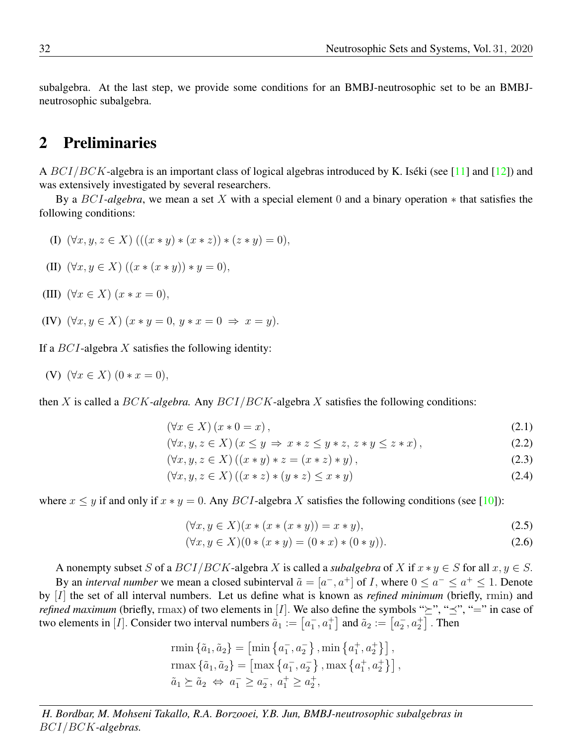subalgebra. At the last step, we provide some conditions for an BMBJ-neutrosophic set to be an BMBJ-neutrosophic subalgebra.

## 2 Preliminaries

A $BCI/BCK$-algebra is an important class of logical algebras introduced by K. Iséki (see [11] and [12]) and was extensively investigated by several researchers.

By a $BCI$*-algebra*, we mean a set $X$ with a special element $0$ and a binary operation $*$ that satisfies the following conditions:

(I) $(\forall x, y, z \in X)\ (((x * y) * (x * z)) * (z * y) = 0)$,

(II) $(\forall x, y \in X)\ ((x * (x * y)) * y = 0)$,

(III) $(\forall x \in X)\ (x * x = 0)$,

(IV) $(\forall x, y \in X)\ (x * y = 0,\ y * x = 0\ \Rightarrow\ x = y)$.

If a $BCI$-algebra $X$ satisfies the following identity:

(V) $(\forall x \in X)\ (0 * x = 0)$,

then $X$ is called a $BCK$*-algebra.* Any $BCI/BCK$-algebra $X$ satisfies the following conditions:

$$(\forall x \in X)\ (x * 0 = x), \tag{2.1}$$

$$(\forall x, y, z \in X)\ (x \leq y\ \Rightarrow\ x * z \leq y * z,\ z * y \leq z * x), \tag{2.2}$$

$$(\forall x, y, z \in X)\ ((x * y) * z = (x * z) * y), \tag{2.3}$$

$$(\forall x, y, z \in X)\ ((x * z) * (y * z) \leq x * y) \tag{2.4}$$

where $x \leq y$ if and only if $x * y = 0$. Any $BCI$-algebra $X$ satisfies the following conditions (see [10]):

$$(\forall x, y \in X)(x * (x * (x * y)) = x * y), \tag{2.5}$$

$$(\forall x, y \in X)(0 * (x * y) = (0 * x) * (0 * y)). \tag{2.6}$$

A nonempty subset $S$ of a $BCI/BCK$-algebra $X$ is called a *subalgebra* of $X$ if $x * y \in S$ for all $x, y \in S$.

By an *interval number* we mean a closed subinterval $\tilde{a} = [a^-, a^+]$ of $I$, where $0 \leq a^- \leq a^+ \leq 1$. Denote by $[I]$ the set of all interval numbers. Let us define what is known as *refined minimum* (briefly, $\mathrm{rmin}$) and *refined maximum* (briefly, $\mathrm{rmax}$) of two elements in $[I]$. We also define the symbols "$\succeq$", "$\preceq$", "$=$" in case of two elements in $[I]$. Consider two interval numbers $\tilde{a}_1 := [a_1^-, a_1^+]$ and $\tilde{a}_2 := [a_2^-, a_2^+]$. Then

$$\mathrm{rmin}\{\tilde{a}_1, \tilde{a}_2\} = \left[\min\{a_1^-, a_2^-\}, \min\{a_1^+, a_2^+\}\right],$$
$$\mathrm{rmax}\{\tilde{a}_1, \tilde{a}_2\} = \left[\max\{a_1^-, a_2^-\}, \max\{a_1^+, a_2^+\}\right],$$
$$\tilde{a}_1 \succeq \tilde{a}_2\ \Leftrightarrow\ a_1^- \geq a_2^-,\ a_1^+ \geq a_2^+,$$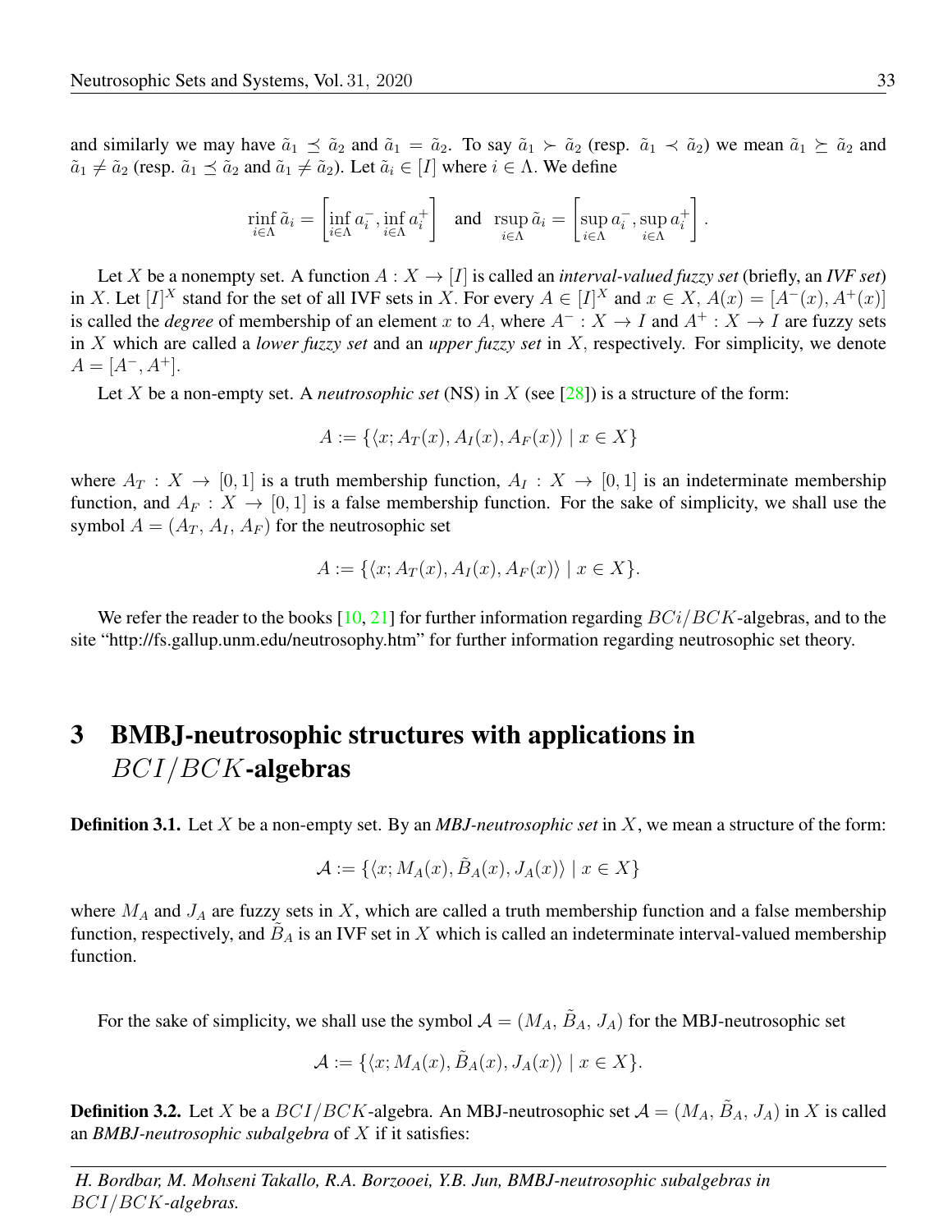and similarly we may have $\tilde{a}_1 \preceq \tilde{a}_2$ and $\tilde{a}_1 = \tilde{a}_2$. To say $\tilde{a}_1 \succ \tilde{a}_2$ (resp. $\tilde{a}_1 \prec \tilde{a}_2$) we mean $\tilde{a}_1 \succeq \tilde{a}_2$ and $\tilde{a}_1 \neq \tilde{a}_2$ (resp. $\tilde{a}_1 \preceq \tilde{a}_2$ and $\tilde{a}_1 \neq \tilde{a}_2$). Let $\tilde{a}_i \in [I]$ where $i \in \Lambda$. We define

$$\underset{i\in\Lambda}{\text{rinf}}\, \tilde{a}_i = \left[\inf_{i\in\Lambda} a_i^-, \inf_{i\in\Lambda} a_i^+\right] \quad \text{and} \quad \underset{i\in\Lambda}{\text{rsup}}\, \tilde{a}_i = \left[\sup_{i\in\Lambda} a_i^-, \sup_{i\in\Lambda} a_i^+\right].$$

Let $X$ be a nonempty set. A function $A : X \to [I]$ is called an *interval-valued fuzzy set* (briefly, an *IVF set*) in $X$. Let $[I]^X$ stand for the set of all IVF sets in $X$. For every $A \in [I]^X$ and $x \in X$, $A(x) = [A^-(x), A^+(x)]$ is called the *degree* of membership of an element $x$ to $A$, where $A^- : X \to I$ and $A^+ : X \to I$ are fuzzy sets in $X$ which are called a *lower fuzzy set* and an *upper fuzzy set* in $X$, respectively. For simplicity, we denote $A = [A^-, A^+]$.

Let $X$ be a non-empty set. A *neutrosophic set* (NS) in $X$ (see [28]) is a structure of the form:

$$A := \{\langle x; A_T(x), A_I(x), A_F(x)\rangle \mid x \in X\}$$

where $A_T : X \to [0, 1]$ is a truth membership function, $A_I : X \to [0, 1]$ is an indeterminate membership function, and $A_F : X \to [0, 1]$ is a false membership function. For the sake of simplicity, we shall use the symbol $A = (A_T, A_I, A_F)$ for the neutrosophic set

$$A := \{\langle x; A_T(x), A_I(x), A_F(x)\rangle \mid x \in X\}.$$

We refer the reader to the books [10, 21] for further information regarding $BCi/BCK$-algebras, and to the site "http://fs.gallup.unm.edu/neutrosophy.htm" for further information regarding neutrosophic set theory.

# 3 BMBJ-neutrosophic structures with applications in $BCI/BCK$-algebras

**Definition 3.1.** Let $X$ be a non-empty set. By an ***MBJ-neutrosophic set*** in $X$, we mean a structure of the form:

$$\mathcal{A} := \{\langle x; M_A(x), \tilde{B}_A(x), J_A(x)\rangle \mid x \in X\}$$

where $M_A$ and $J_A$ are fuzzy sets in $X$, which are called a truth membership function and a false membership function, respectively, and $\tilde{B}_A$ is an IVF set in $X$ which is called an indeterminate interval-valued membership function.

For the sake of simplicity, we shall use the symbol $\mathcal{A} = (M_A, \tilde{B}_A, J_A)$ for the MBJ-neutrosophic set

$$\mathcal{A} := \{\langle x; M_A(x), \tilde{B}_A(x), J_A(x)\rangle \mid x \in X\}.$$

**Definition 3.2.** Let $X$ be a $BCI/BCK$-algebra. An MBJ-neutrosophic set $\mathcal{A} = (M_A, \tilde{B}_A, J_A)$ in $X$ is called an ***BMBJ-neutrosophic subalgebra*** of $X$ if it satisfies: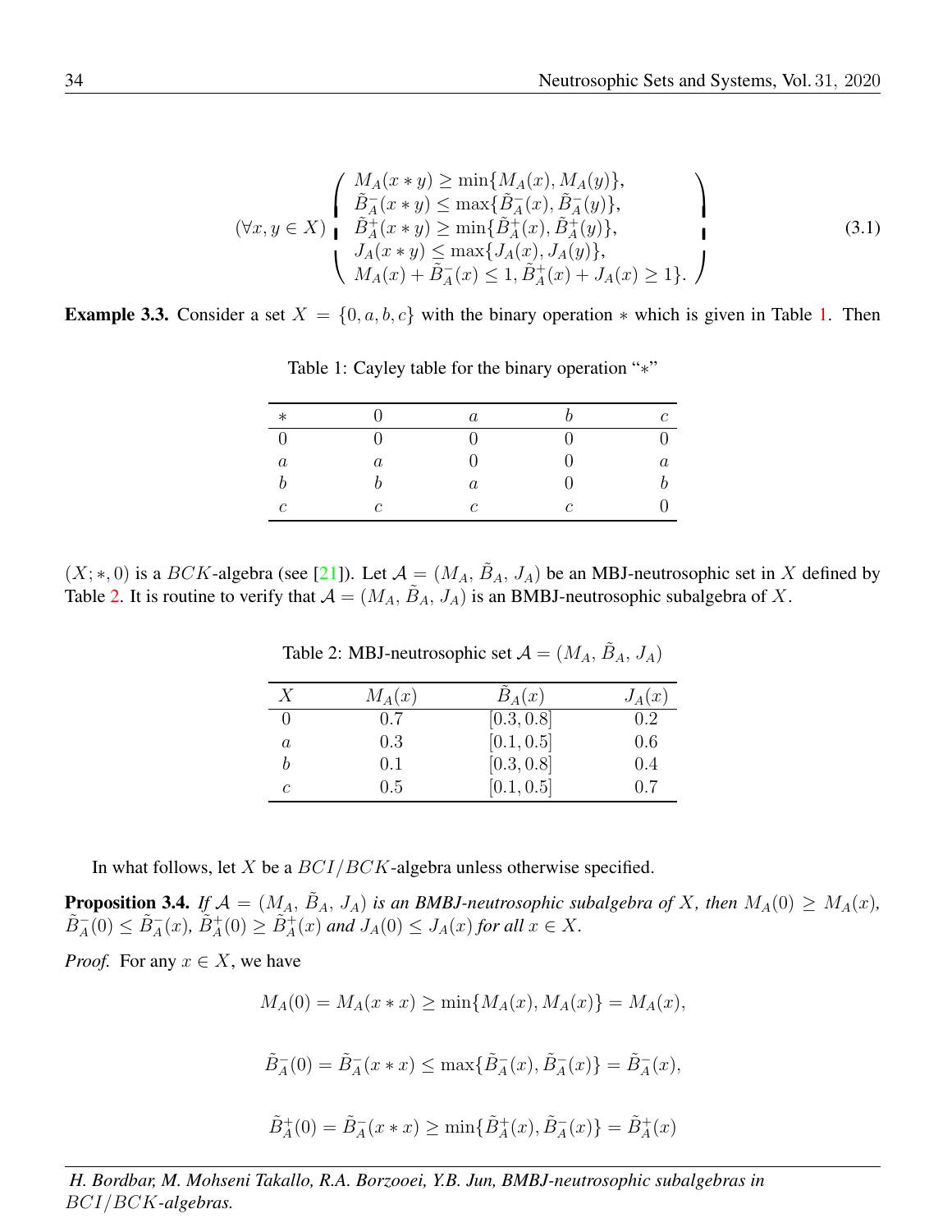$$(\forall x, y \in X) \left( \begin{array}{l} M_A(x * y) \geq \min\{M_A(x), M_A(y)\}, \\ \tilde{B}_A^-(x * y) \leq \max\{\tilde{B}_A^-(x), \tilde{B}_A^-(y)\}, \\ \tilde{B}_A^+(x * y) \geq \min\{\tilde{B}_A^+(x), \tilde{B}_A^+(y)\}, \\ J_A(x * y) \leq \max\{J_A(x), J_A(y)\}, \\ M_A(x) + \tilde{B}_A^-(x) \leq 1, \tilde{B}_A^+(x) + J_A(x) \geq 1\}. \end{array} \right) \tag{3.1}$$

**Example 3.3.** Consider a set $X = \{0, a, b, c\}$ with the binary operation $*$ which is given in Table 1. Then

Table 1: Cayley table for the binary operation "$*$"

| $*$ | $0$ | $a$ | $b$ | $c$ |
|---|---|---|---|---|
| $0$ | $0$ | $0$ | $0$ | $0$ |
| $a$ | $a$ | $0$ | $0$ | $a$ |
| $b$ | $b$ | $a$ | $0$ | $b$ |
| $c$ | $c$ | $c$ | $c$ | $0$ |

$(X; *, 0)$ is a $BCK$-algebra (see [21]). Let $\mathcal{A} = (M_A, \tilde{B}_A, J_A)$ be an MBJ-neutrosophic set in $X$ defined by Table 2. It is routine to verify that $\mathcal{A} = (M_A, \tilde{B}_A, J_A)$ is an BMBJ-neutrosophic subalgebra of $X$.

Table 2: MBJ-neutrosophic set $\mathcal{A} = (M_A, \tilde{B}_A, J_A)$

| $X$ | $M_A(x)$ | $\tilde{B}_A(x)$ | $J_A(x)$ |
|---|---|---|---|
| $0$ | $0.7$ | $[0.3, 0.8]$ | $0.2$ |
| $a$ | $0.3$ | $[0.1, 0.5]$ | $0.6$ |
| $b$ | $0.1$ | $[0.3, 0.8]$ | $0.4$ |
| $c$ | $0.5$ | $[0.1, 0.5]$ | $0.7$ |

In what follows, let $X$ be a $BCI/BCK$-algebra unless otherwise specified.

**Proposition 3.4.** *If $\mathcal{A} = (M_A, \tilde{B}_A, J_A)$ is an BMBJ-neutrosophic subalgebra of $X$, then $M_A(0) \geq M_A(x)$, $\tilde{B}_A^-(0) \leq \tilde{B}_A^-(x)$, $\tilde{B}_A^+(0) \geq \tilde{B}_A^+(x)$ and $J_A(0) \leq J_A(x)$ for all $x \in X$.*

*Proof.* For any $x \in X$, we have

$$M_A(0) = M_A(x * x) \geq \min\{M_A(x), M_A(x)\} = M_A(x),$$

$$\tilde{B}_A^-(0) = \tilde{B}_A^-(x * x) \leq \max\{\tilde{B}_A^-(x), \tilde{B}_A^-(x)\} = \tilde{B}_A^-(x),$$

$$\tilde{B}_A^+(0) = \tilde{B}_A^-(x * x) \geq \min\{\tilde{B}_A^+(x), \tilde{B}_A^-(x)\} = \tilde{B}_A^+(x)$$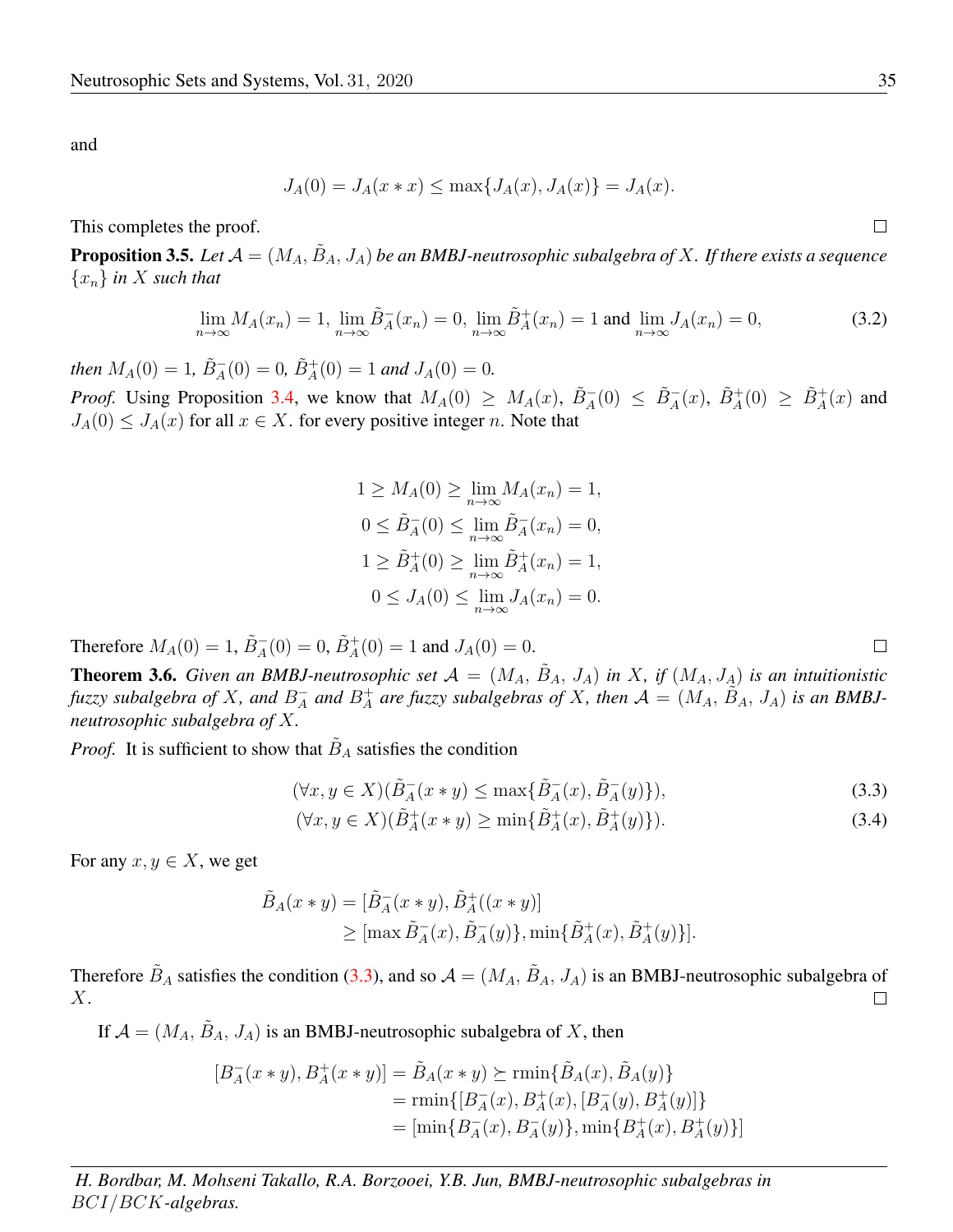and

$$J_A(0) = J_A(x * x) \leq \max\{J_A(x), J_A(x)\} = J_A(x).$$

This completes the proof. □

**Proposition 3.5.** *Let $\mathcal{A} = (M_A, \tilde{B}_A, J_A)$ be an BMBJ-neutrosophic subalgebra of $X$. If there exists a sequence $\{x_n\}$ in $X$ such that*

$$\lim_{n\to\infty} M_A(x_n) = 1, \lim_{n\to\infty} \tilde{B}_A^-(x_n) = 0, \lim_{n\to\infty} \tilde{B}_A^+(x_n) = 1 \text{ and } \lim_{n\to\infty} J_A(x_n) = 0, \tag{3.2}$$

*then $M_A(0) = 1$, $\tilde{B}_A^-(0) = 0$, $\tilde{B}_A^+(0) = 1$ and $J_A(0) = 0$.*

*Proof.* Using Proposition 3.4, we know that $M_A(0) \geq M_A(x)$, $\tilde{B}_A^-(0) \leq \tilde{B}_A^-(x)$, $\tilde{B}_A^+(0) \geq \tilde{B}_A^+(x)$ and $J_A(0) \leq J_A(x)$ for all $x \in X$. for every positive integer $n$. Note that

$$\begin{aligned}
1 \geq M_A(0) &\geq \lim_{n\to\infty} M_A(x_n) = 1, \\
0 \leq \tilde{B}_A^-(0) &\leq \lim_{n\to\infty} \tilde{B}_A^-(x_n) = 0, \\
1 \geq \tilde{B}_A^+(0) &\geq \lim_{n\to\infty} \tilde{B}_A^+(x_n) = 1, \\
0 \leq J_A(0) &\leq \lim_{n\to\infty} J_A(x_n) = 0.
\end{aligned}$$

Therefore $M_A(0) = 1$, $\tilde{B}_A^-(0) = 0$, $\tilde{B}_A^+(0) = 1$ and $J_A(0) = 0$. □

**Theorem 3.6.** *Given an BMBJ-neutrosophic set $\mathcal{A} = (M_A, \tilde{B}_A, J_A)$ in $X$, if $(M_A, J_A)$ is an intuitionistic fuzzy subalgebra of $X$, and $B_A^-$ and $B_A^+$ are fuzzy subalgebras of $X$, then $\mathcal{A} = (M_A, \tilde{B}_A, J_A)$ is an BMBJ-neutrosophic subalgebra of $X$.*

*Proof.* It is sufficient to show that $\tilde{B}_A$ satisfies the condition

$$(\forall x, y \in X)(\tilde{B}_A^-(x * y) \leq \max\{\tilde{B}_A^-(x), \tilde{B}_A^-(y)\}), \tag{3.3}$$

$$(\forall x, y \in X)(\tilde{B}_A^+(x * y) \geq \min\{\tilde{B}_A^+(x), \tilde{B}_A^+(y)\}). \tag{3.4}$$

For any $x, y \in X$, we get

$$\begin{aligned}
\tilde{B}_A(x * y) &= [\tilde{B}_A^-(x * y), \tilde{B}_A^+((x * y)] \\
&\geq [\max \tilde{B}_A^-(x), \tilde{B}_A^-(y)\}, \min\{\tilde{B}_A^+(x), \tilde{B}_A^+(y)\}].
\end{aligned}$$

Therefore $\tilde{B}_A$ satisfies the condition (3.3), and so $\mathcal{A} = (M_A, \tilde{B}_A, J_A)$ is an BMBJ-neutrosophic subalgebra of $X$. □

If $\mathcal{A} = (M_A, \tilde{B}_A, J_A)$ is an BMBJ-neutrosophic subalgebra of $X$, then

$$\begin{aligned}
[B_A^-(x * y), B_A^+(x * y)] = \tilde{B}_A(x * y) &\succeq \text{rmin}\{\tilde{B}_A(x), \tilde{B}_A(y)\} \\
&= \text{rmin}\{[B_A^-(x), B_A^+(x), [B_A^-(y), B_A^+(y)]\} \\
&= [\min\{B_A^-(x), B_A^-(y)\}, \min\{B_A^+(x), B_A^+(y)\}]
\end{aligned}$$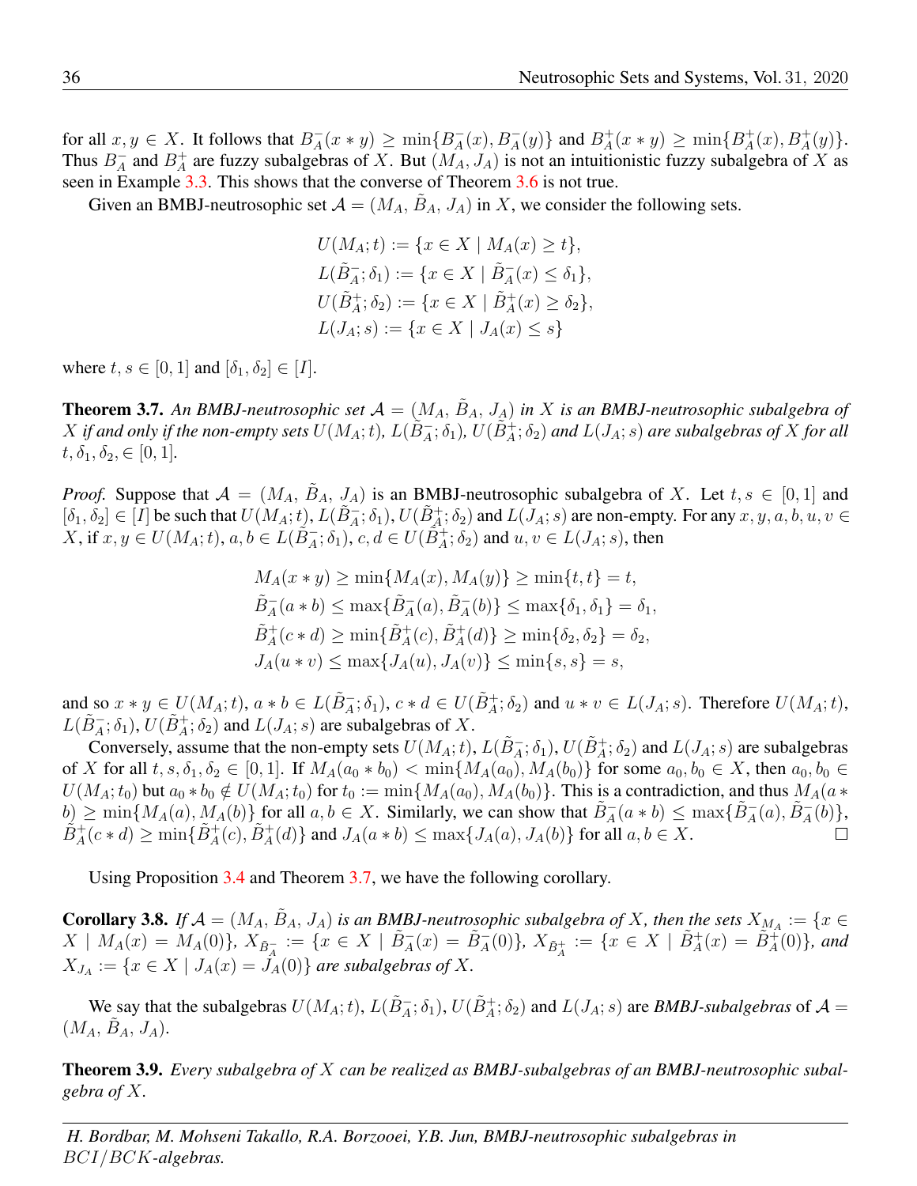for all $x, y \in X$. It follows that $B_A^-(x * y) \geq \min\{B_A^-(x), B_A^-(y)\}$ and $B_A^+(x * y) \geq \min\{B_A^+(x), B_A^+(y)\}$. Thus $B_A^-$ and $B_A^+$ are fuzzy subalgebras of $X$. But $(M_A, J_A)$ is not an intuitionistic fuzzy subalgebra of $X$ as seen in Example 3.3. This shows that the converse of Theorem 3.6 is not true.

Given an BMBJ-neutrosophic set $\mathcal{A} = (M_A, \tilde{B}_A, J_A)$ in $X$, we consider the following sets.

$$
\begin{aligned}
U(M_A; t) &:= \{x \in X \mid M_A(x) \geq t\}, \\
L(\tilde{B}_A^-; \delta_1) &:= \{x \in X \mid \tilde{B}_A^-(x) \leq \delta_1\}, \\
U(\tilde{B}_A^+; \delta_2) &:= \{x \in X \mid \tilde{B}_A^+(x) \geq \delta_2\}, \\
L(J_A; s) &:= \{x \in X \mid J_A(x) \leq s\}
\end{aligned}
$$

where $t, s \in [0, 1]$ and $[\delta_1, \delta_2] \in [I]$.

**Theorem 3.7.** *An BMBJ-neutrosophic set $\mathcal{A} = (M_A, \tilde{B}_A, J_A)$ in $X$ is an BMBJ-neutrosophic subalgebra of $X$ if and only if the non-empty sets $U(M_A; t)$, $L(\tilde{B}_A^-; \delta_1)$, $U(\tilde{B}_A^+; \delta_2)$ and $L(J_A; s)$ are subalgebras of $X$ for all $t, \delta_1, \delta_2, \in [0, 1]$.*

*Proof.* Suppose that $\mathcal{A} = (M_A, \tilde{B}_A, J_A)$ is an BMBJ-neutrosophic subalgebra of $X$. Let $t, s \in [0, 1]$ and $[\delta_1, \delta_2] \in [I]$ be such that $U(M_A; t)$, $L(\tilde{B}_A^-; \delta_1)$, $U(\tilde{B}_A^+; \delta_2)$ and $L(J_A; s)$ are non-empty. For any $x, y, a, b, u, v \in X$, if $x, y \in U(M_A; t)$, $a, b \in L(\tilde{B}_A^-; \delta_1)$, $c, d \in U(\tilde{B}_A^+; \delta_2)$ and $u, v \in L(J_A; s)$, then

$$
\begin{aligned}
&M_A(x * y) \geq \min\{M_A(x), M_A(y)\} \geq \min\{t, t\} = t, \\
&\tilde{B}_A^-(a * b) \leq \max\{\tilde{B}_A^-(a), \tilde{B}_A^-(b)\} \leq \max\{\delta_1, \delta_1\} = \delta_1, \\
&\tilde{B}_A^+(c * d) \geq \min\{\tilde{B}_A^+(c), \tilde{B}_A^+(d)\} \geq \min\{\delta_2, \delta_2\} = \delta_2, \\
&J_A(u * v) \leq \max\{J_A(u), J_A(v)\} \leq \min\{s, s\} = s,
\end{aligned}
$$

and so $x * y \in U(M_A; t)$, $a * b \in L(\tilde{B}_A^-; \delta_1)$, $c * d \in U(\tilde{B}_A^+; \delta_2)$ and $u * v \in L(J_A; s)$. Therefore $U(M_A; t)$, $L(\tilde{B}_A^-; \delta_1)$, $U(\tilde{B}_A^+; \delta_2)$ and $L(J_A; s)$ are subalgebras of $X$.

Conversely, assume that the non-empty sets $U(M_A; t)$, $L(\tilde{B}_A^-; \delta_1)$, $U(\tilde{B}_A^+; \delta_2)$ and $L(J_A; s)$ are subalgebras of $X$ for all $t, s, \delta_1, \delta_2 \in [0, 1]$. If $M_A(a_0 * b_0) < \min\{M_A(a_0), M_A(b_0)\}$ for some $a_0, b_0 \in X$, then $a_0, b_0 \in U(M_A; t_0)$ but $a_0 * b_0 \notin U(M_A; t_0)$ for $t_0 := \min\{M_A(a_0), M_A(b_0)\}$. This is a contradiction, and thus $M_A(a * b) \geq \min\{M_A(a), M_A(b)\}$ for all $a, b \in X$. Similarly, we can show that $\tilde{B}_A^-(a * b) \leq \max\{\tilde{B}_A^-(a), \tilde{B}_A^-(b)\}$, $\tilde{B}_A^+(c * d) \geq \min\{\tilde{B}_A^+(c), \tilde{B}_A^+(d)\}$ and $J_A(a * b) \leq \max\{J_A(a), J_A(b)\}$ for all $a, b \in X$. □

Using Proposition 3.4 and Theorem 3.7, we have the following corollary.

**Corollary 3.8.** *If $\mathcal{A} = (M_A, \tilde{B}_A, J_A)$ is an BMBJ-neutrosophic subalgebra of $X$, then the sets $X_{M_A} := \{x \in X \mid M_A(x) = M_A(0)\}$, $X_{\tilde{B}_A^-} := \{x \in X \mid \tilde{B}_A^-(x) = \tilde{B}_A^-(0)\}$, $X_{\tilde{B}_A^+} := \{x \in X \mid \tilde{B}_A^+(x) = \tilde{B}_A^+(0)\}$, and $X_{J_A} := \{x \in X \mid J_A(x) = J_A(0)\}$ are subalgebras of $X$.*

We say that the subalgebras $U(M_A; t)$, $L(\tilde{B}_A^-; \delta_1)$, $U(\tilde{B}_A^+; \delta_2)$ and $L(J_A; s)$ are ***BMBJ-subalgebras*** of $\mathcal{A} = (M_A, \tilde{B}_A, J_A)$.

**Theorem 3.9.** *Every subalgebra of $X$ can be realized as BMBJ-subalgebras of an BMBJ-neutrosophic subalgebra of $X$.*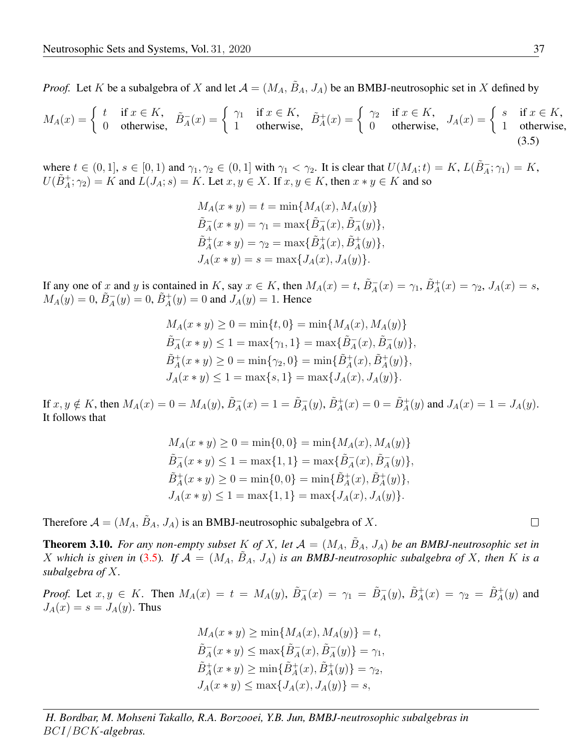*Proof.* Let $K$ be a subalgebra of $X$ and let $\mathcal{A} = (M_A, \tilde{B}_A, J_A)$ be an BMBJ-neutrosophic set in $X$ defined by

$$M_A(x) = \begin{cases} t & \text{if } x \in K, \\ 0 & \text{otherwise,} \end{cases} \quad \tilde{B}_A^-(x) = \begin{cases} \gamma_1 & \text{if } x \in K, \\ 1 & \text{otherwise,} \end{cases} \quad \tilde{B}_A^+(x) = \begin{cases} \gamma_2 & \text{if } x \in K, \\ 0 & \text{otherwise,} \end{cases} \quad J_A(x) = \begin{cases} s & \text{if } x \in K, \\ 1 & \text{otherwise,} \end{cases} \tag{3.5}$$

where $t \in (0, 1]$, $s \in [0, 1)$ and $\gamma_1, \gamma_2 \in (0, 1]$ with $\gamma_1 < \gamma_2$. It is clear that $U(M_A; t) = K$, $L(\tilde{B}_A^-; \gamma_1) = K$, $U(\tilde{B}_A^+; \gamma_2) = K$ and $L(J_A; s) = K$. Let $x, y \in X$. If $x, y \in K$, then $x * y \in K$ and so

$$\begin{aligned}
M_A(x * y) &= t = \min\{M_A(x), M_A(y)\} \\
\tilde{B}_A^-(x * y) &= \gamma_1 = \max\{\tilde{B}_A^-(x), \tilde{B}_A^-(y)\}, \\
\tilde{B}_A^+(x * y) &= \gamma_2 = \max\{\tilde{B}_A^+(x), \tilde{B}_A^+(y)\}, \\
J_A(x * y) &= s = \max\{J_A(x), J_A(y)\}.
\end{aligned}$$

If any one of $x$ and $y$ is contained in $K$, say $x \in K$, then $M_A(x) = t$, $\tilde{B}_A^-(x) = \gamma_1$, $\tilde{B}_A^+(x) = \gamma_2$, $J_A(x) = s$, $M_A(y) = 0$, $\tilde{B}_A^-(y) = 0$, $\tilde{B}_A^+(y) = 0$ and $J_A(y) = 1$. Hence

$$\begin{aligned}
M_A(x * y) &\geq 0 = \min\{t, 0\} = \min\{M_A(x), M_A(y)\} \\
\tilde{B}_A^-(x * y) &\leq 1 = \max\{\gamma_1, 1\} = \max\{\tilde{B}_A^-(x), \tilde{B}_A^-(y)\}, \\
\tilde{B}_A^+(x * y) &\geq 0 = \min\{\gamma_2, 0\} = \min\{\tilde{B}_A^+(x), \tilde{B}_A^+(y)\}, \\
J_A(x * y) &\leq 1 = \max\{s, 1\} = \max\{J_A(x), J_A(y)\}.
\end{aligned}$$

If $x, y \notin K$, then $M_A(x) = 0 = M_A(y)$, $\tilde{B}_A^-(x) = 1 = \tilde{B}_A^-(y)$, $\tilde{B}_A^+(x) = 0 = \tilde{B}_A^+(y)$ and $J_A(x) = 1 = J_A(y)$. It follows that

$$\begin{aligned}
M_A(x * y) &\geq 0 = \min\{0, 0\} = \min\{M_A(x), M_A(y)\} \\
\tilde{B}_A^-(x * y) &\leq 1 = \max\{1, 1\} = \max\{\tilde{B}_A^-(x), \tilde{B}_A^-(y)\}, \\
\tilde{B}_A^+(x * y) &\geq 0 = \min\{0, 0\} = \min\{\tilde{B}_A^+(x), \tilde{B}_A^+(y)\}, \\
J_A(x * y) &\leq 1 = \max\{1, 1\} = \max\{J_A(x), J_A(y)\}.
\end{aligned}$$

Therefore $\mathcal{A} = (M_A, \tilde{B}_A, J_A)$ is an BMBJ-neutrosophic subalgebra of $X$. □

**Theorem 3.10.** *For any non-empty subset $K$ of $X$, let $\mathcal{A} = (M_A, \tilde{B}_A, J_A)$ be an BMBJ-neutrosophic set in $X$ which is given in (3.5). If $\mathcal{A} = (M_A, \tilde{B}_A, J_A)$ is an BMBJ-neutrosophic subalgebra of $X$, then $K$ is a subalgebra of $X$.*

*Proof.* Let $x, y \in K$. Then $M_A(x) = t = M_A(y)$, $\tilde{B}_A^-(x) = \gamma_1 = \tilde{B}_A^-(y)$, $\tilde{B}_A^+(x) = \gamma_2 = \tilde{B}_A^+(y)$ and $J_A(x) = s = J_A(y)$. Thus

$$\begin{aligned}
M_A(x * y) &\geq \min\{M_A(x), M_A(y)\} = t, \\
\tilde{B}_A^-(x * y) &\leq \max\{\tilde{B}_A^-(x), \tilde{B}_A^-(y)\} = \gamma_1, \\
\tilde{B}_A^+(x * y) &\geq \min\{\tilde{B}_A^+(x), \tilde{B}_A^+(y)\} = \gamma_2, \\
J_A(x * y) &\leq \max\{J_A(x), J_A(y)\} = s,
\end{aligned}$$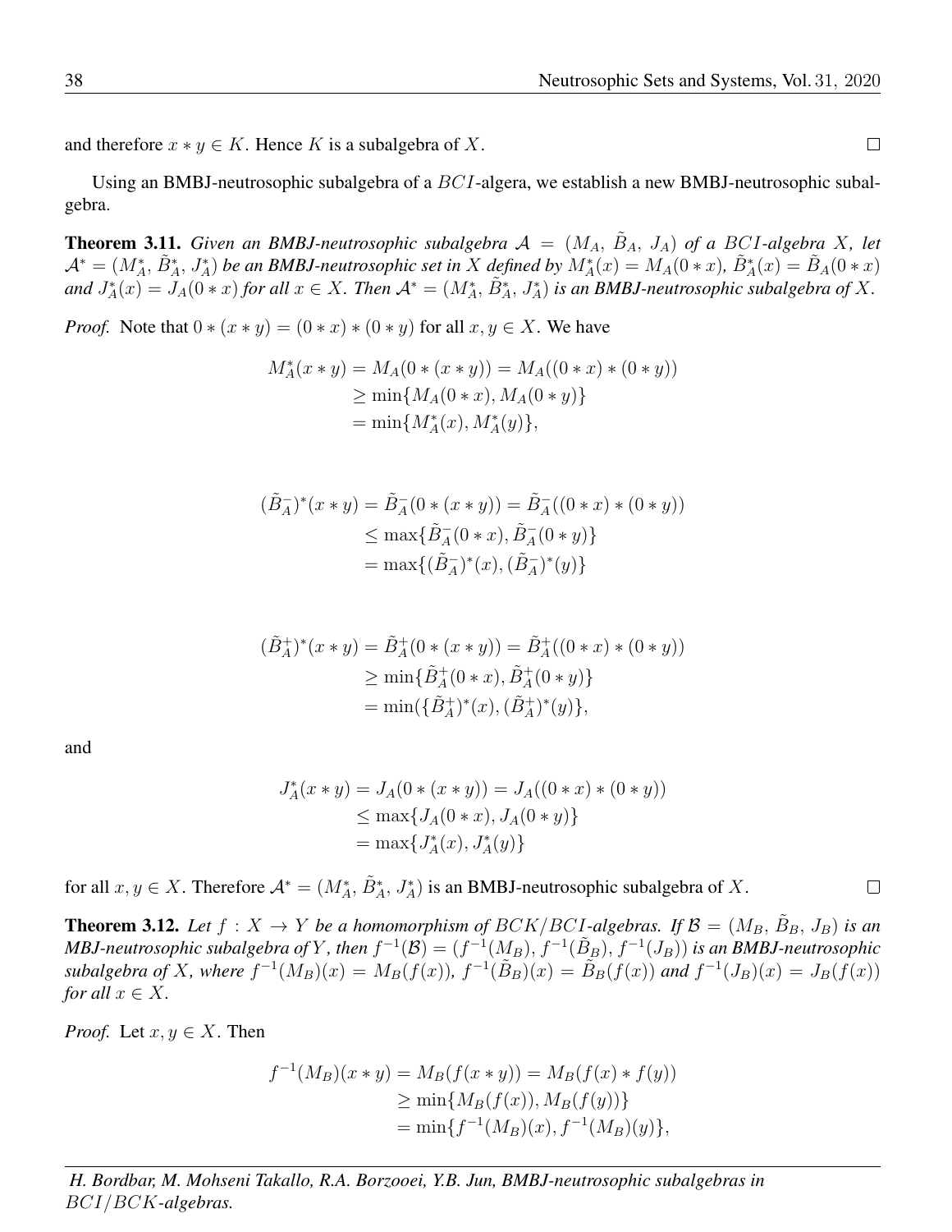and therefore $x * y \in K$. Hence $K$ is a subalgebra of $X$. $\square$

Using an BMBJ-neutrosophic subalgebra of a $BCI$-algera, we establish a new BMBJ-neutrosophic subalgebra.

**Theorem 3.11.** *Given an BMBJ-neutrosophic subalgebra $\mathcal{A} = (M_A, \tilde{B}_A, J_A)$ of a $BCI$-algebra $X$, let $\mathcal{A}^* = (M_A^*, \tilde{B}_A^*, J_A^*)$ be an BMBJ-neutrosophic set in $X$ defined by $M_A^*(x) = M_A(0 * x)$, $\tilde{B}_A^*(x) = \tilde{B}_A(0 * x)$ and $J_A^*(x) = J_A(0 * x)$ for all $x \in X$. Then $\mathcal{A}^* = (M_A^*, \tilde{B}_A^*, J_A^*)$ is an BMBJ-neutrosophic subalgebra of $X$.*

*Proof.* Note that $0 * (x * y) = (0 * x) * (0 * y)$ for all $x, y \in X$. We have

$$
\begin{aligned}
M_A^*(x * y) &= M_A(0 * (x * y)) = M_A((0 * x) * (0 * y)) \\
&\geq \min\{M_A(0 * x), M_A(0 * y)\} \\
&= \min\{M_A^*(x), M_A^*(y)\},
\end{aligned}
$$

$$
\begin{aligned}
(\tilde{B}_A^-)^*(x * y) &= \tilde{B}_A^-(0 * (x * y)) = \tilde{B}_A^-((0 * x) * (0 * y)) \\
&\leq \max\{\tilde{B}_A^-(0 * x), \tilde{B}_A^-(0 * y)\} \\
&= \max\{(\tilde{B}_A^-)^*(x), (\tilde{B}_A^-)^*(y)\}
\end{aligned}
$$

$$
\begin{aligned}
(\tilde{B}_A^+)^*(x * y) &= \tilde{B}_A^+(0 * (x * y)) = \tilde{B}_A^+((0 * x) * (0 * y)) \\
&\geq \min\{\tilde{B}_A^+(0 * x), \tilde{B}_A^+(0 * y)\} \\
&= \min(\{\tilde{B}_A^+)^*(x), (\tilde{B}_A^+)^*(y)\},
\end{aligned}
$$

and

$$
\begin{aligned}
J_A^*(x * y) &= J_A(0 * (x * y)) = J_A((0 * x) * (0 * y)) \\
&\leq \max\{J_A(0 * x), J_A(0 * y)\} \\
&= \max\{J_A^*(x), J_A^*(y)\}
\end{aligned}
$$

for all $x, y \in X$. Therefore $\mathcal{A}^* = (M_A^*, \tilde{B}_A^*, J_A^*)$ is an BMBJ-neutrosophic subalgebra of $X$. $\square$

**Theorem 3.12.** *Let $f : X \to Y$ be a homomorphism of $BCK/BCI$-algebras. If $\mathcal{B} = (M_B, \tilde{B}_B, J_B)$ is an MBJ-neutrosophic subalgebra of $Y$, then $f^{-1}(\mathcal{B}) = (f^{-1}(M_B), f^{-1}(\tilde{B}_B), f^{-1}(J_B))$ is an BMBJ-neutrosophic subalgebra of $X$, where $f^{-1}(M_B)(x) = M_B(f(x))$, $f^{-1}(\tilde{B}_B)(x) = \tilde{B}_B(f(x))$ and $f^{-1}(J_B)(x) = J_B(f(x))$ for all $x \in X$.*

*Proof.* Let $x, y \in X$. Then

$$
\begin{aligned}
f^{-1}(M_B)(x * y) &= M_B(f(x * y)) = M_B(f(x) * f(y)) \\
&\geq \min\{M_B(f(x)), M_B(f(y))\} \\
&= \min\{f^{-1}(M_B)(x), f^{-1}(M_B)(y)\},
\end{aligned}
$$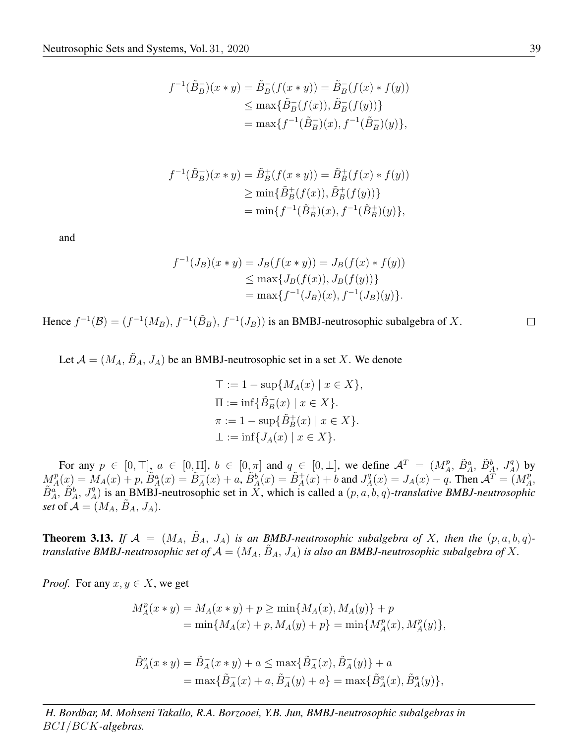$$
\begin{aligned}
f^{-1}(\tilde{B}_B^-)(x*y) &= \tilde{B}_B^-(f(x*y)) = \tilde{B}_B^-(f(x)*f(y)) \\
&\leq \max\{\tilde{B}_B^-(f(x)), \tilde{B}_B^-(f(y))\} \\
&= \max\{f^{-1}(\tilde{B}_B^-)(x), f^{-1}(\tilde{B}_B^-)(y)\},
\end{aligned}
$$

$$
\begin{aligned}
f^{-1}(\tilde{B}_B^+)(x*y) &= \tilde{B}_B^+(f(x*y)) = \tilde{B}_B^+(f(x)*f(y)) \\
&\geq \min\{\tilde{B}_B^+(f(x)), \tilde{B}_B^+(f(y))\} \\
&= \min\{f^{-1}(\tilde{B}_B^+)(x), f^{-1}(\tilde{B}_B^+)(y)\},
\end{aligned}
$$

and

$$
\begin{aligned}
f^{-1}(J_B)(x*y) &= J_B(f(x*y)) = J_B(f(x)*f(y)) \\
&\leq \max\{J_B(f(x)), J_B(f(y))\} \\
&= \max\{f^{-1}(J_B)(x), f^{-1}(J_B)(y)\}.
\end{aligned}
$$

Hence $f^{-1}(\mathcal{B}) = (f^{-1}(M_B), f^{-1}(\tilde{B}_B), f^{-1}(J_B))$ is an BMBJ-neutrosophic subalgebra of $X$. $\square$

Let $\mathcal{A} = (M_A, \tilde{B}_A, J_A)$ be an BMBJ-neutrosophic set in a set $X$. We denote

$$
\begin{aligned}
\top &:= 1 - \sup\{M_A(x) \mid x \in X\}, \\
\Pi &:= \inf\{\tilde{B}_B^-(x) \mid x \in X\}. \\
\pi &:= 1 - \sup\{\tilde{B}_B^+(x) \mid x \in X\}. \\
\bot &:= \inf\{J_A(x) \mid x \in X\}.
\end{aligned}
$$

For any $p \in [0, \top]$, $a \in [0, \Pi]$, $b \in [0, \pi]$ and $q \in [0, \bot]$, we define $\mathcal{A}^T = (M_A^p, \tilde{B}_A^a, \tilde{B}_A^b, J_A^q)$ by $M_A^p(x) = M_A(x) + p$, $\tilde{B}_A^a(x) = \tilde{B}_A^-(x) + a$, $\tilde{B}_A^b(x) = \tilde{B}_A^+(x) + b$ and $J_A^q(x) = J_A(x) - q$. Then $\mathcal{A}^T = (M_A^p, \tilde{B}_A^a, \tilde{B}_A^b, J_A^q)$ is an BMBJ-neutrosophic set in $X$, which is called a $(p, a, b, q)$-*translative BMBJ-neutrosophic set* of $\mathcal{A} = (M_A, \tilde{B}_A, J_A)$.

**Theorem 3.13.** *If $\mathcal{A} = (M_A, \tilde{B}_A, J_A)$ is an BMBJ-neutrosophic subalgebra of $X$, then the $(p, a, b, q)$-translative BMBJ-neutrosophic set of $\mathcal{A} = (M_A, \tilde{B}_A, J_A)$ is also an BMBJ-neutrosophic subalgebra of $X$.*

*Proof.* For any $x, y \in X$, we get

$$
\begin{aligned}
M_A^p(x*y) &= M_A(x*y) + p \geq \min\{M_A(x), M_A(y)\} + p \\
&= \min\{M_A(x) + p, M_A(y) + p\} = \min\{M_A^p(x), M_A^p(y)\},
\end{aligned}
$$

$$
\begin{aligned}
\tilde{B}_A^a(x*y) &= \tilde{B}_A^-(x*y) + a \leq \max\{\tilde{B}_A^-(x), \tilde{B}_A^-(y)\} + a \\
&= \max\{\tilde{B}_A^-(x) + a, \tilde{B}_A^-(y) + a\} = \max\{\tilde{B}_A^a(x), \tilde{B}_A^a(y)\},
\end{aligned}
$$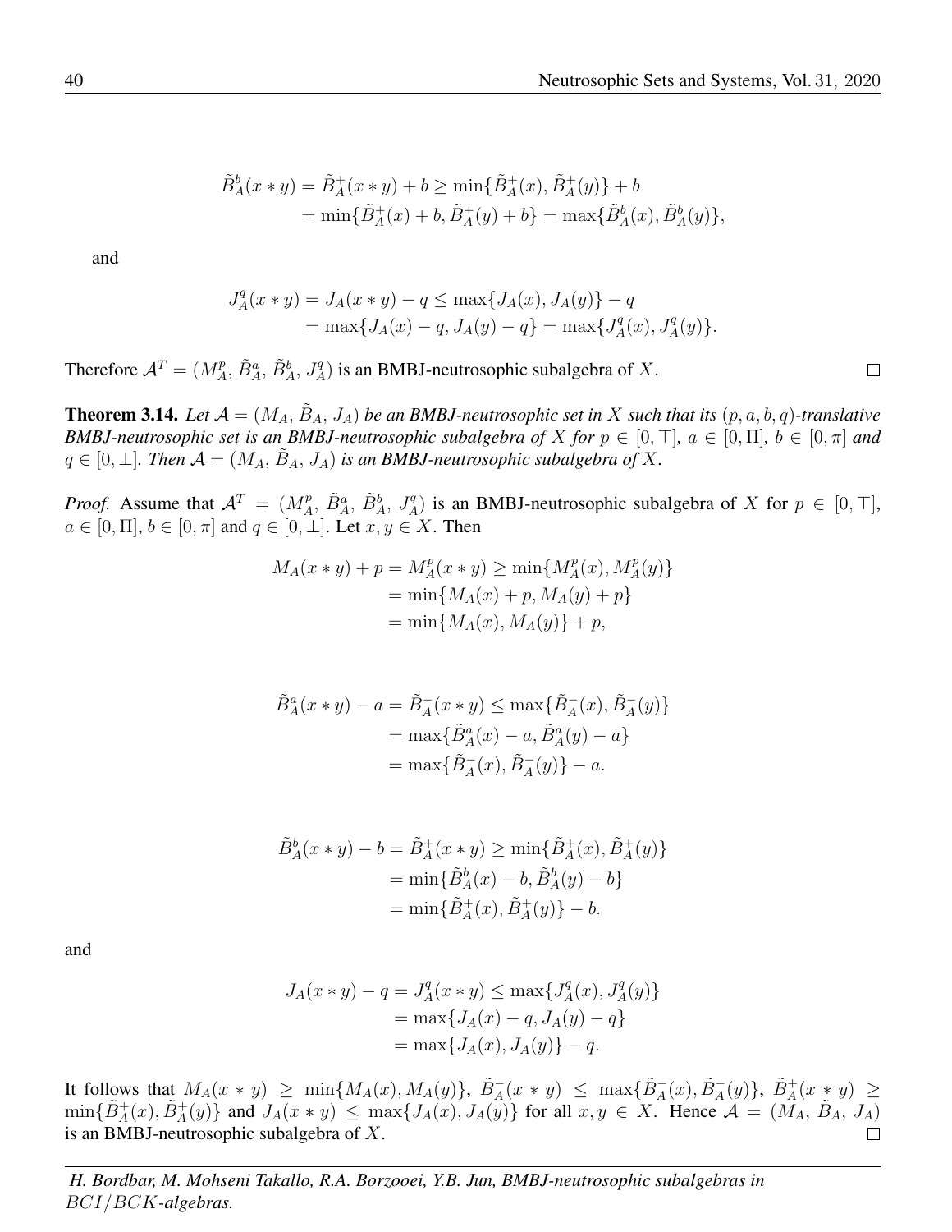$$
\begin{aligned}
\tilde{B}^b_A(x*y) &= \tilde{B}^+_A(x*y) + b \geq \min\{\tilde{B}^+_A(x), \tilde{B}^+_A(y)\} + b \\
&= \min\{\tilde{B}^+_A(x) + b, \tilde{B}^+_A(y) + b\} = \max\{\tilde{B}^b_A(x), \tilde{B}^b_A(y)\},
\end{aligned}
$$

and

$$
\begin{aligned}
J^q_A(x*y) &= J_A(x*y) - q \leq \max\{J_A(x), J_A(y)\} - q \\
&= \max\{J_A(x) - q, J_A(y) - q\} = \max\{J^q_A(x), J^q_A(y)\}.
\end{aligned}
$$

Therefore $\mathcal{A}^T = (M^p_A, \tilde{B}^a_A, \tilde{B}^b_A, J^q_A)$ is an BMBJ-neutrosophic subalgebra of $X$. $\square$

**Theorem 3.14.** *Let $\mathcal{A} = (M_A, \tilde{B}_A, J_A)$ be an BMBJ-neutrosophic set in $X$ such that its $(p, a, b, q)$-translative BMBJ-neutrosophic set is an BMBJ-neutrosophic subalgebra of $X$ for $p \in [0, \top]$, $a \in [0, \Pi]$, $b \in [0, \pi]$ and $q \in [0, \perp]$. Then $\mathcal{A} = (M_A, \tilde{B}_A, J_A)$ is an BMBJ-neutrosophic subalgebra of $X$.*

*Proof.* Assume that $\mathcal{A}^T = (M^p_A, \tilde{B}^a_A, \tilde{B}^b_A, J^q_A)$ is an BMBJ-neutrosophic subalgebra of $X$ for $p \in [0, \top]$, $a \in [0, \Pi]$, $b \in [0, \pi]$ and $q \in [0, \perp]$. Let $x, y \in X$. Then

$$
\begin{aligned}
M_A(x*y) + p = M^p_A(x*y) &\geq \min\{M^p_A(x), M^p_A(y)\} \\
&= \min\{M_A(x) + p, M_A(y) + p\} \\
&= \min\{M_A(x), M_A(y)\} + p,
\end{aligned}
$$

$$
\begin{aligned}
\tilde{B}^a_A(x*y) - a = \tilde{B}^-_A(x*y) &\leq \max\{\tilde{B}^-_A(x), \tilde{B}^-_A(y)\} \\
&= \max\{\tilde{B}^a_A(x) - a, \tilde{B}^a_A(y) - a\} \\
&= \max\{\tilde{B}^-_A(x), \tilde{B}^-_A(y)\} - a.
\end{aligned}
$$

$$
\begin{aligned}
\tilde{B}^b_A(x*y) - b = \tilde{B}^+_A(x*y) &\geq \min\{\tilde{B}^+_A(x), \tilde{B}^+_A(y)\} \\
&= \min\{\tilde{B}^b_A(x) - b, \tilde{B}^b_A(y) - b\} \\
&= \min\{\tilde{B}^+_A(x), \tilde{B}^+_A(y)\} - b.
\end{aligned}
$$

and

$$
\begin{aligned}
J_A(x*y) - q = J^q_A(x*y) &\leq \max\{J^q_A(x), J^q_A(y)\} \\
&= \max\{J_A(x) - q, J_A(y) - q\} \\
&= \max\{J_A(x), J_A(y)\} - q.
\end{aligned}
$$

It follows that $M_A(x*y) \geq \min\{M_A(x), M_A(y)\}$, $\tilde{B}^-_A(x*y) \leq \max\{\tilde{B}^-_A(x), \tilde{B}^-_A(y)\}$, $\tilde{B}^+_A(x*y) \geq \min\{\tilde{B}^+_A(x), \tilde{B}^+_A(y)\}$ and $J_A(x*y) \leq \max\{J_A(x), J_A(y)\}$ for all $x, y \in X$. Hence $\mathcal{A} = (M_A, \tilde{B}_A, J_A)$ is an BMBJ-neutrosophic subalgebra of $X$. $\square$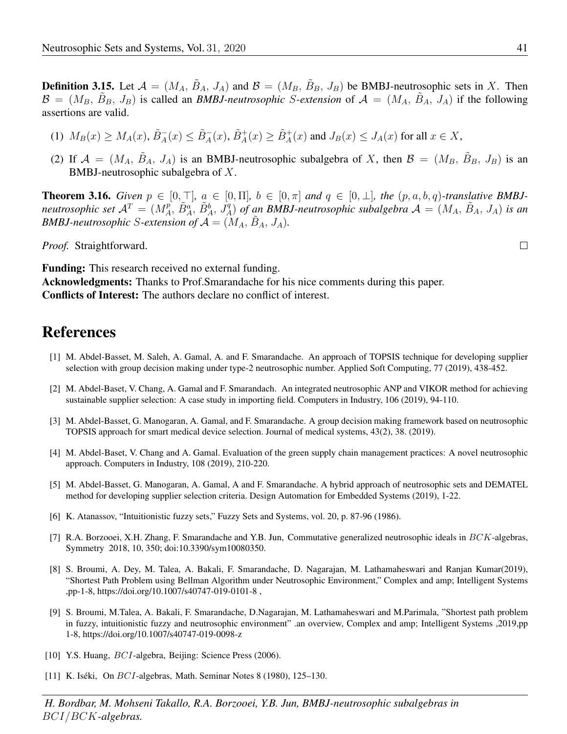**Definition 3.15.** Let $\mathcal{A} = (M_A, \tilde{B}_A, J_A)$ and $\mathcal{B} = (M_B, \tilde{B}_B, J_B)$ be BMBJ-neutrosophic sets in $X$. Then $\mathcal{B} = (M_B, \tilde{B}_B, J_B)$ is called an ***BMBJ-neutrosophic* $S$*-extension*** of $\mathcal{A} = (M_A, \tilde{B}_A, J_A)$ if the following assertions are valid.

(1) $M_B(x) \geq M_A(x)$, $\tilde{B}^-_A(x) \leq \tilde{B}^-_A(x)$, $\tilde{B}^+_A(x) \geq \tilde{B}^+_A(x)$ and $J_B(x) \leq J_A(x)$ for all $x \in X$,

(2) If $\mathcal{A} = (M_A, \tilde{B}_A, J_A)$ is an BMBJ-neutrosophic subalgebra of $X$, then $\mathcal{B} = (M_B, \tilde{B}_B, J_B)$ is an BMBJ-neutrosophic subalgebra of $X$.

**Theorem 3.16.** *Given $p \in [0, \top]$, $a \in [0, \Pi]$, $b \in [0, \pi]$ and $q \in [0, \bot]$, the $(p, a, b, q)$-translative BMBJ-neutrosophic set $\mathcal{A}^T = (M^p_A, \tilde{B}^a_A, \tilde{B}^b_A, J^q_A)$ of an BMBJ-neutrosophic subalgebra $\mathcal{A} = (M_A, \tilde{B}_A, J_A)$ is an BMBJ-neutrosophic $S$-extension of $\mathcal{A} = (M_A, \tilde{B}_A, J_A)$.*

*Proof.* Straightforward. □

**Funding:** This research received no external funding.
**Acknowledgments:** Thanks to Prof.Smarandache for his nice comments during this paper.
**Conflicts of Interest:** The authors declare no conflict of interest.

# References

[1] M. Abdel-Basset, M. Saleh, A. Gamal, A. and F. Smarandache. An approach of TOPSIS technique for developing supplier selection with group decision making under type-2 neutrosophic number. Applied Soft Computing, 77 (2019), 438-452.

[2] M. Abdel-Baset, V. Chang, A. Gamal and F. Smarandach. An integrated neutrosophic ANP and VIKOR method for achieving sustainable supplier selection: A case study in importing field. Computers in Industry, 106 (2019), 94-110.

[3] M. Abdel-Basset, G. Manogaran, A. Gamal, and F. Smarandache. A group decision making framework based on neutrosophic TOPSIS approach for smart medical device selection. Journal of medical systems, 43(2), 38. (2019).

[4] M. Abdel-Baset, V. Chang and A. Gamal. Evaluation of the green supply chain management practices: A novel neutrosophic approach. Computers in Industry, 108 (2019), 210-220.

[5] M. Abdel-Basset, G. Manogaran, A. Gamal, A and F. Smarandache. A hybrid approach of neutrosophic sets and DEMATEL method for developing supplier selection criteria. Design Automation for Embedded Systems (2019), 1-22.

[6] K. Atanassov, "Intuitionistic fuzzy sets," Fuzzy Sets and Systems, vol. 20, p. 87-96 (1986).

[7] R.A. Borzooei, X.H. Zhang, F. Smarandache and Y.B. Jun, Commutative generalized neutrosophic ideals in $BCK$-algebras, Symmetry 2018, 10, 350; doi:10.3390/sym10080350.

[8] S. Broumi, A. Dey, M. Talea, A. Bakali, F. Smarandache, D. Nagarajan, M. Lathamaheswari and Ranjan Kumar(2019), "Shortest Path Problem using Bellman Algorithm under Neutrosophic Environment," Complex and amp; Intelligent Systems ,pp-1-8, https://doi.org/10.1007/s40747-019-0101-8 ,

[9] S. Broumi, M.Talea, A. Bakali, F. Smarandache, D.Nagarajan, M. Lathamaheswari and M.Parimala, "Shortest path problem in fuzzy, intuitionistic fuzzy and neutrosophic environment" .an overview, Complex and amp; Intelligent Systems ,2019,pp 1-8, https://doi.org/10.1007/s40747-019-0098-z

[10] Y.S. Huang, $BCI$-algebra, Beijing: Science Press (2006).

[11] K. Iséki, On $BCI$-algebras, Math. Seminar Notes 8 (1980), 125–130.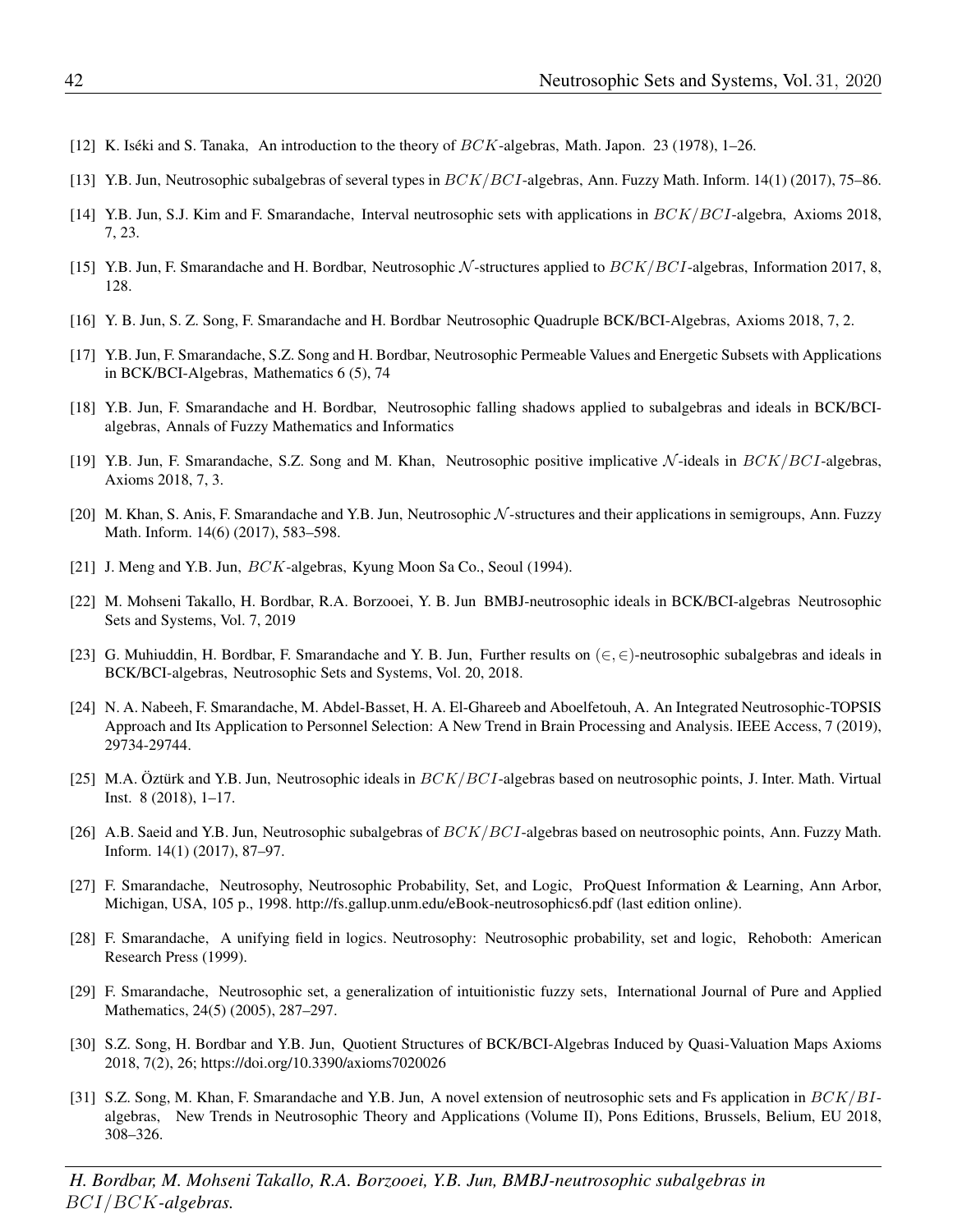[12] K. Iséki and S. Tanaka, An introduction to the theory of $BCK$-algebras, Math. Japon. 23 (1978), 1–26.

[13] Y.B. Jun, Neutrosophic subalgebras of several types in $BCK/BCI$-algebras, Ann. Fuzzy Math. Inform. 14(1) (2017), 75–86.

[14] Y.B. Jun, S.J. Kim and F. Smarandache, Interval neutrosophic sets with applications in $BCK/BCI$-algebra, Axioms 2018, 7, 23.

[15] Y.B. Jun, F. Smarandache and H. Bordbar, Neutrosophic $\mathcal{N}$-structures applied to $BCK/BCI$-algebras, Information 2017, 8, 128.

[16] Y. B. Jun, S. Z. Song, F. Smarandache and H. Bordbar Neutrosophic Quadruple BCK/BCI-Algebras, Axioms 2018, 7, 2.

[17] Y.B. Jun, F. Smarandache, S.Z. Song and H. Bordbar, Neutrosophic Permeable Values and Energetic Subsets with Applications in BCK/BCI-Algebras, Mathematics 6 (5), 74

[18] Y.B. Jun, F. Smarandache and H. Bordbar, Neutrosophic falling shadows applied to subalgebras and ideals in BCK/BCI-algebras, Annals of Fuzzy Mathematics and Informatics

[19] Y.B. Jun, F. Smarandache, S.Z. Song and M. Khan, Neutrosophic positive implicative $\mathcal{N}$-ideals in $BCK/BCI$-algebras, Axioms 2018, 7, 3.

[20] M. Khan, S. Anis, F. Smarandache and Y.B. Jun, Neutrosophic $\mathcal{N}$-structures and their applications in semigroups, Ann. Fuzzy Math. Inform. 14(6) (2017), 583–598.

[21] J. Meng and Y.B. Jun, $BCK$-algebras, Kyung Moon Sa Co., Seoul (1994).

[22] M. Mohseni Takallo, H. Bordbar, R.A. Borzooei, Y. B. Jun BMBJ-neutrosophic ideals in BCK/BCI-algebras Neutrosophic Sets and Systems, Vol. 7, 2019

[23] G. Muhiuddin, H. Bordbar, F. Smarandache and Y. B. Jun, Further results on $(\in, \in)$-neutrosophic subalgebras and ideals in BCK/BCI-algebras, Neutrosophic Sets and Systems, Vol. 20, 2018.

[24] N. A. Nabeeh, F. Smarandache, M. Abdel-Basset, H. A. El-Ghareeb and Aboelfetouh, A. An Integrated Neutrosophic-TOPSIS Approach and Its Application to Personnel Selection: A New Trend in Brain Processing and Analysis. IEEE Access, 7 (2019), 29734-29744.

[25] M.A. Öztürk and Y.B. Jun, Neutrosophic ideals in $BCK/BCI$-algebras based on neutrosophic points, J. Inter. Math. Virtual Inst. 8 (2018), 1–17.

[26] A.B. Saeid and Y.B. Jun, Neutrosophic subalgebras of $BCK/BCI$-algebras based on neutrosophic points, Ann. Fuzzy Math. Inform. 14(1) (2017), 87–97.

[27] F. Smarandache, Neutrosophy, Neutrosophic Probability, Set, and Logic, ProQuest Information & Learning, Ann Arbor, Michigan, USA, 105 p., 1998. http://fs.gallup.unm.edu/eBook-neutrosophics6.pdf (last edition online).

[28] F. Smarandache, A unifying field in logics. Neutrosophy: Neutrosophic probability, set and logic, Rehoboth: American Research Press (1999).

[29] F. Smarandache, Neutrosophic set, a generalization of intuitionistic fuzzy sets, International Journal of Pure and Applied Mathematics, 24(5) (2005), 287–297.

[30] S.Z. Song, H. Bordbar and Y.B. Jun, Quotient Structures of BCK/BCI-Algebras Induced by Quasi-Valuation Maps Axioms 2018, 7(2), 26; https://doi.org/10.3390/axioms7020026

[31] S.Z. Song, M. Khan, F. Smarandache and Y.B. Jun, A novel extension of neutrosophic sets and Fs application in $BCK/BI$-algebras, New Trends in Neutrosophic Theory and Applications (Volume II), Pons Editions, Brussels, Belium, EU 2018, 308–326.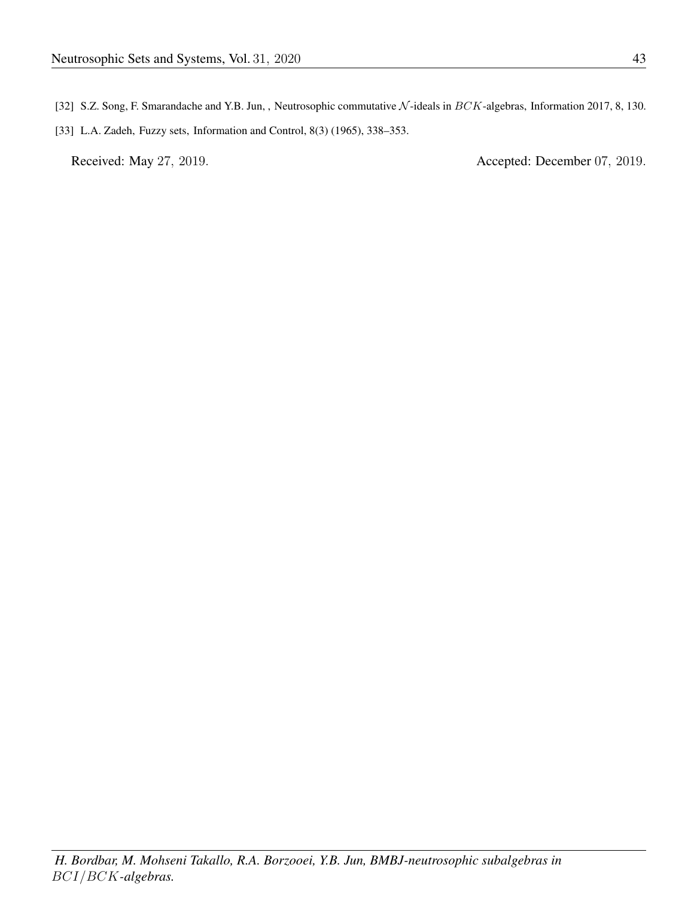[32] S.Z. Song, F. Smarandache and Y.B. Jun, , Neutrosophic commutative $\mathcal{N}$-ideals in $BCK$-algebras, Information 2017, 8, 130.

[33] L.A. Zadeh, Fuzzy sets, Information and Control, 8(3) (1965), 338–353.

Received: May 27, 2019. Accepted: December 07, 2019.